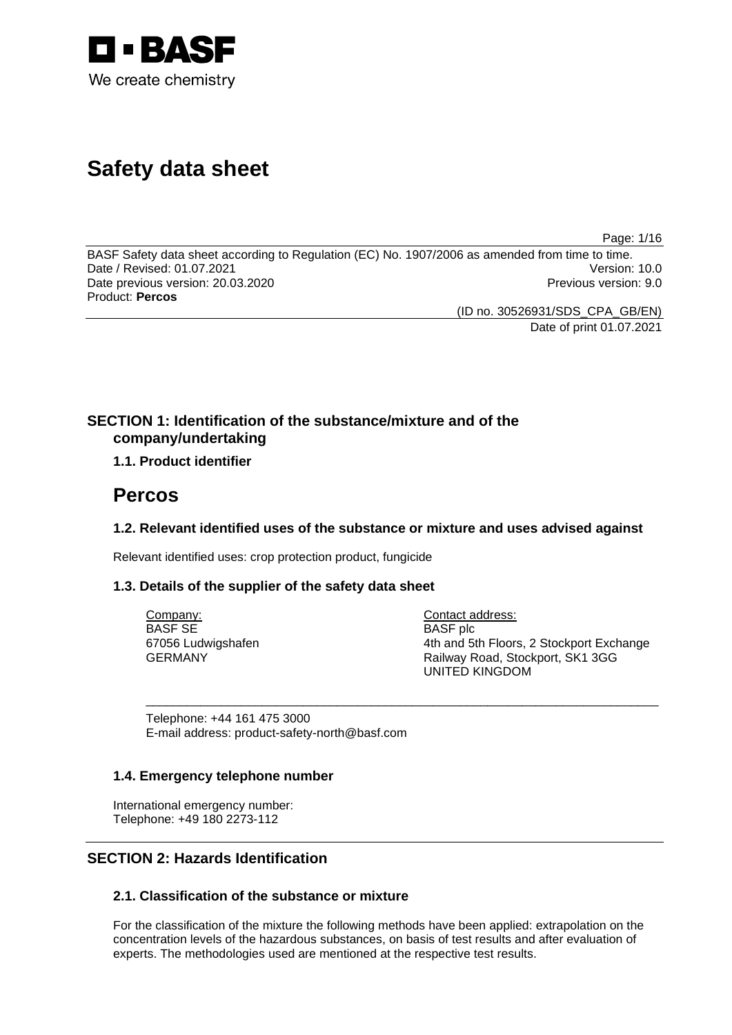# Safety data sheet

BASF Safety data sheet according to Regulation (EC) No. 1907/2006 as amended from time to time.
Date / Revised: 01.07.2021 Version: 10.0
Date previous version: 20.03.2020 Previous version: 9.0
Product: **Percos**

(ID no. 30526931/SDS_CPA_GB/EN)
Date of print 01.07.2021

## SECTION 1: Identification of the substance/mixture and of the company/undertaking

### 1.1. Product identifier

# Percos

### 1.2. Relevant identified uses of the substance or mixture and uses advised against

Relevant identified uses: crop protection product, fungicide

### 1.3. Details of the supplier of the safety data sheet

Company:
BASF SE
67056 Ludwigshafen
GERMANY

Contact address:
BASF plc
4th and 5th Floors, 2 Stockport Exchange
Railway Road, Stockport, SK1 3GG
UNITED KINGDOM

Telephone: +44 161 475 3000
E-mail address: product-safety-north@basf.com

### 1.4. Emergency telephone number

International emergency number:
Telephone: +49 180 2273-112

## SECTION 2: Hazards Identification

### 2.1. Classification of the substance or mixture

For the classification of the mixture the following methods have been applied: extrapolation on the concentration levels of the hazardous substances, on basis of test results and after evaluation of experts. The methodologies used are mentioned at the respective test results.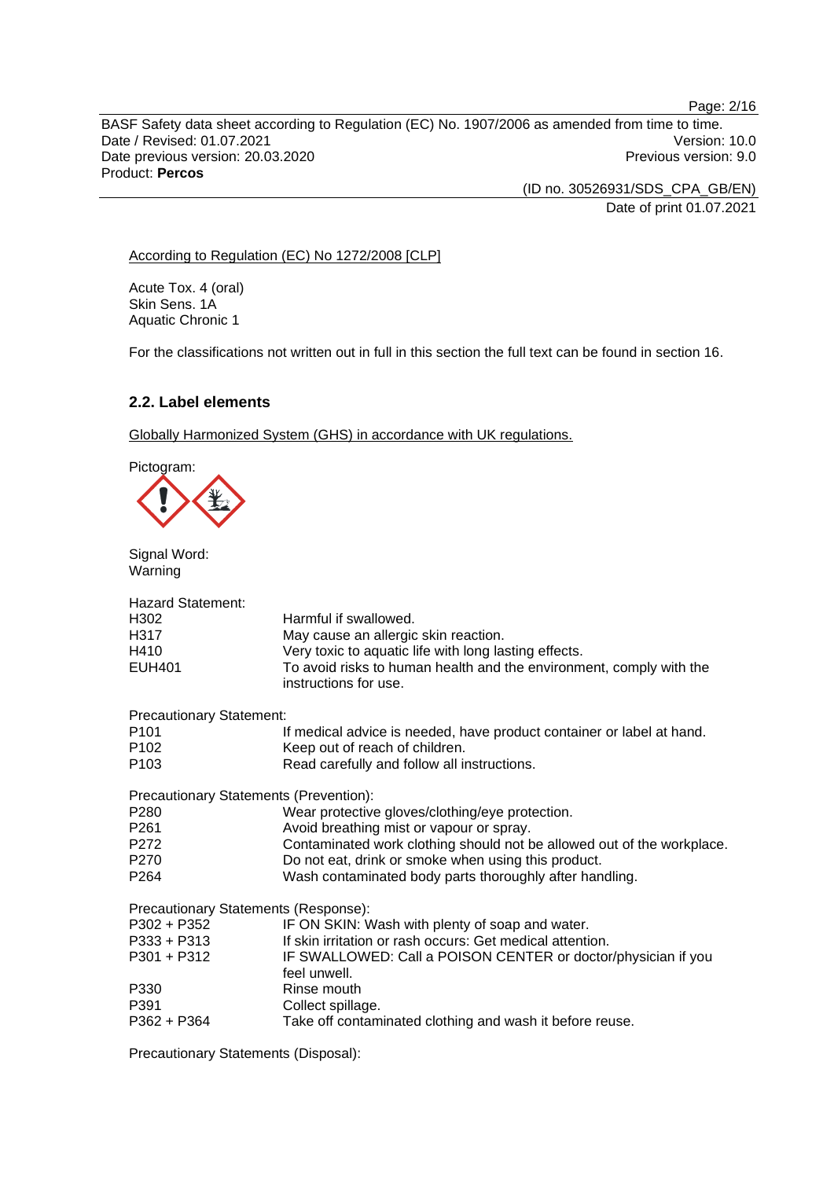According to Regulation (EC) No 1272/2008 [CLP]

Acute Tox. 4 (oral)
Skin Sens. 1A
Aquatic Chronic 1

For the classifications not written out in full in this section the full text can be found in section 16.

## 2.2. Label elements

Globally Harmonized System (GHS) in accordance with UK regulations.

Pictogram:

Signal Word:
Warning

Hazard Statement:

| | |
|---|---|
| H302 | Harmful if swallowed. |
| H317 | May cause an allergic skin reaction. |
| H410 | Very toxic to aquatic life with long lasting effects. |
| EUH401 | To avoid risks to human health and the environment, comply with the instructions for use. |

Precautionary Statement:

| | |
|---|---|
| P101 | If medical advice is needed, have product container or label at hand. |
| P102 | Keep out of reach of children. |
| P103 | Read carefully and follow all instructions. |

Precautionary Statements (Prevention):

| | |
|---|---|
| P280 | Wear protective gloves/clothing/eye protection. |
| P261 | Avoid breathing mist or vapour or spray. |
| P272 | Contaminated work clothing should not be allowed out of the workplace. |
| P270 | Do not eat, drink or smoke when using this product. |
| P264 | Wash contaminated body parts thoroughly after handling. |

Precautionary Statements (Response):

| | |
|---|---|
| P302 + P352 | IF ON SKIN: Wash with plenty of soap and water. |
| P333 + P313 | If skin irritation or rash occurs: Get medical attention. |
| P301 + P312 | IF SWALLOWED: Call a POISON CENTER or doctor/physician if you feel unwell. |
| P330 | Rinse mouth |
| P391 | Collect spillage. |
| P362 + P364 | Take off contaminated clothing and wash it before reuse. |

Precautionary Statements (Disposal):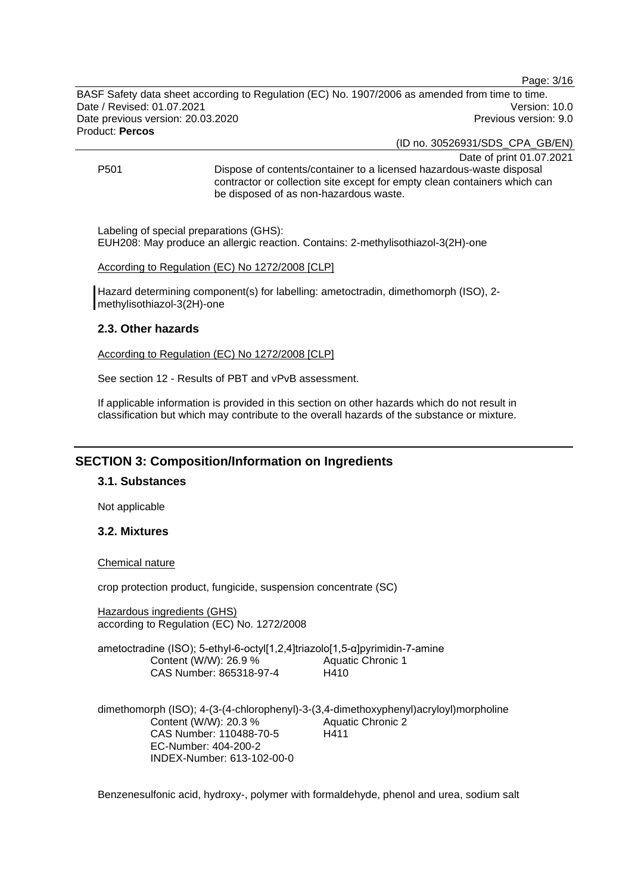P501 Dispose of contents/container to a licensed hazardous-waste disposal contractor or collection site except for empty clean containers which can be disposed of as non-hazardous waste.

Labeling of special preparations (GHS):
EUH208: May produce an allergic reaction. Contains: 2-methylisothiazol-3(2H)-one

According to Regulation (EC) No 1272/2008 [CLP]

Hazard determining component(s) for labelling: ametoctradin, dimethomorph (ISO), 2-methylisothiazol-3(2H)-one

### 2.3. Other hazards

According to Regulation (EC) No 1272/2008 [CLP]

See section 12 - Results of PBT and vPvB assessment.

If applicable information is provided in this section on other hazards which do not result in classification but which may contribute to the overall hazards of the substance or mixture.

## SECTION 3: Composition/Information on Ingredients

### 3.1. Substances

Not applicable

### 3.2. Mixtures

Chemical nature

crop protection product, fungicide, suspension concentrate (SC)

Hazardous ingredients (GHS)
according to Regulation (EC) No. 1272/2008

ametoctradine (ISO); 5-ethyl-6-octyl[1,2,4]triazolo[1,5-α]pyrimidin-7-amine

| | |
|---|---|
| Content (W/W): 26.9 % | Aquatic Chronic 1 |
| CAS Number: 865318-97-4 | H410 |

dimethomorph (ISO); 4-(3-(4-chlorophenyl)-3-(3,4-dimethoxyphenyl)acryloyl)morpholine

| | |
|---|---|
| Content (W/W): 20.3 % | Aquatic Chronic 2 |
| CAS Number: 110488-70-5 | H411 |
| EC-Number: 404-200-2 | |
| INDEX-Number: 613-102-00-0 | |

Benzenesulfonic acid, hydroxy-, polymer with formaldehyde, phenol and urea, sodium salt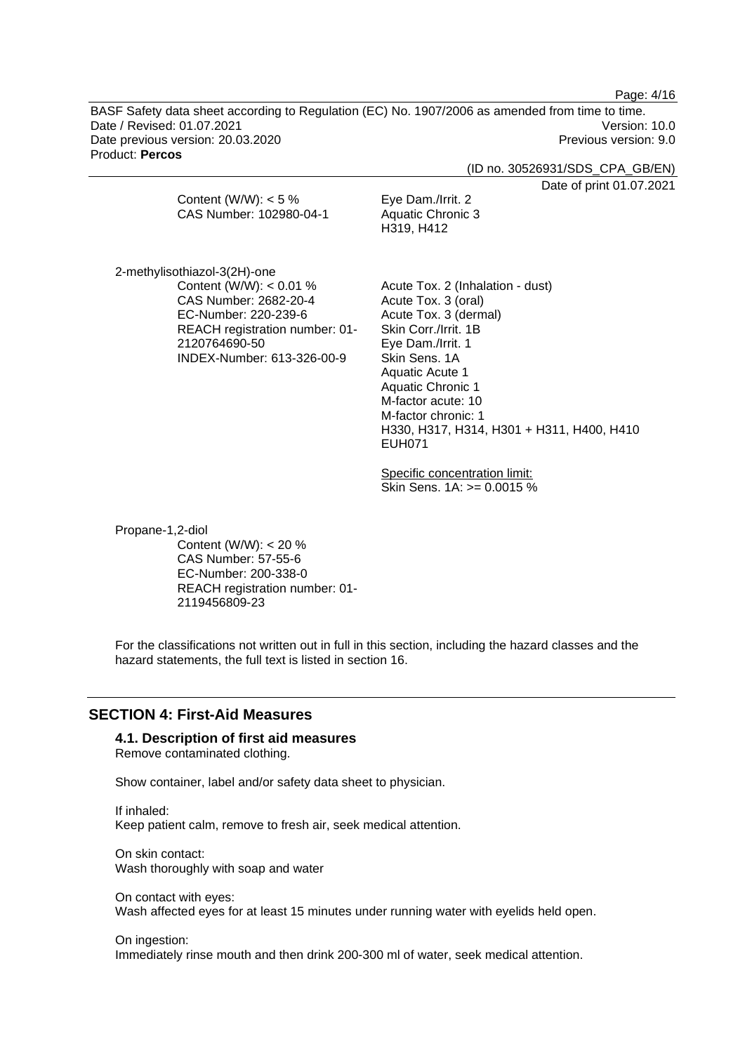Content (W/W): < 5 %
CAS Number: 102980-04-1

Eye Dam./Irrit. 2
Aquatic Chronic 3
H319, H412

2-methylisothiazol-3(2H)-one

Content (W/W): < 0.01 %
CAS Number: 2682-20-4
EC-Number: 220-239-6
REACH registration number: 01-2120764690-50
INDEX-Number: 613-326-00-9

Acute Tox. 2 (Inhalation - dust)
Acute Tox. 3 (oral)
Acute Tox. 3 (dermal)
Skin Corr./Irrit. 1B
Eye Dam./Irrit. 1
Skin Sens. 1A
Aquatic Acute 1
Aquatic Chronic 1
M-factor acute: 10
M-factor chronic: 1
H330, H317, H314, H301 + H311, H400, H410
EUH071

Specific concentration limit:
Skin Sens. 1A: >= 0.0015 %

Propane-1,2-diol

Content (W/W): < 20 %
CAS Number: 57-55-6
EC-Number: 200-338-0
REACH registration number: 01-2119456809-23

For the classifications not written out in full in this section, including the hazard classes and the hazard statements, the full text is listed in section 16.

## SECTION 4: First-Aid Measures

### 4.1. Description of first aid measures

Remove contaminated clothing.

Show container, label and/or safety data sheet to physician.

If inhaled:
Keep patient calm, remove to fresh air, seek medical attention.

On skin contact:
Wash thoroughly with soap and water

On contact with eyes:
Wash affected eyes for at least 15 minutes under running water with eyelids held open.

On ingestion:
Immediately rinse mouth and then drink 200-300 ml of water, seek medical attention.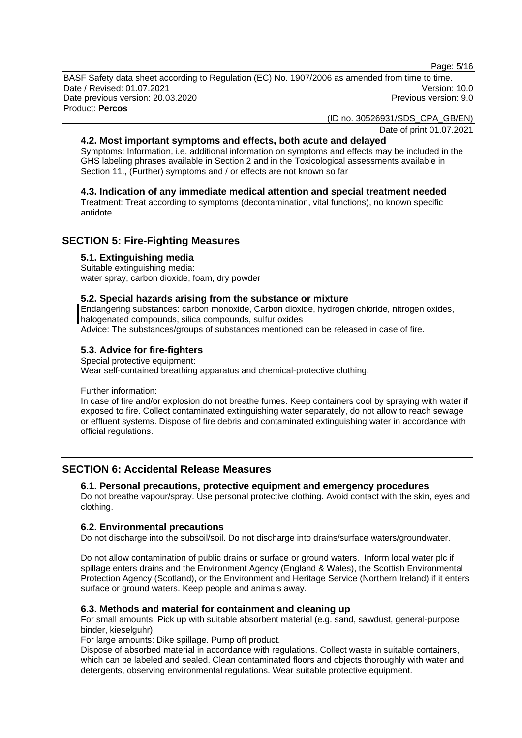#### 4.2. Most important symptoms and effects, both acute and delayed

Symptoms: Information, i.e. additional information on symptoms and effects may be included in the GHS labeling phrases available in Section 2 and in the Toxicological assessments available in Section 11., (Further) symptoms and / or effects are not known so far

#### 4.3. Indication of any immediate medical attention and special treatment needed

Treatment: Treat according to symptoms (decontamination, vital functions), no known specific antidote.

## SECTION 5: Fire-Fighting Measures

#### 5.1. Extinguishing media

Suitable extinguishing media:
water spray, carbon dioxide, foam, dry powder

#### 5.2. Special hazards arising from the substance or mixture

Endangering substances: carbon monoxide, Carbon dioxide, hydrogen chloride, nitrogen oxides, halogenated compounds, silica compounds, sulfur oxides
Advice: The substances/groups of substances mentioned can be released in case of fire.

#### 5.3. Advice for fire-fighters

Special protective equipment:
Wear self-contained breathing apparatus and chemical-protective clothing.

Further information:
In case of fire and/or explosion do not breathe fumes. Keep containers cool by spraying with water if exposed to fire. Collect contaminated extinguishing water separately, do not allow to reach sewage or effluent systems. Dispose of fire debris and contaminated extinguishing water in accordance with official regulations.

## SECTION 6: Accidental Release Measures

#### 6.1. Personal precautions, protective equipment and emergency procedures

Do not breathe vapour/spray. Use personal protective clothing. Avoid contact with the skin, eyes and clothing.

#### 6.2. Environmental precautions

Do not discharge into the subsoil/soil. Do not discharge into drains/surface waters/groundwater.

Do not allow contamination of public drains or surface or ground waters. Inform local water plc if spillage enters drains and the Environment Agency (England & Wales), the Scottish Environmental Protection Agency (Scotland), or the Environment and Heritage Service (Northern Ireland) if it enters surface or ground waters. Keep people and animals away.

#### 6.3. Methods and material for containment and cleaning up

For small amounts: Pick up with suitable absorbent material (e.g. sand, sawdust, general-purpose binder, kieselguhr).
For large amounts: Dike spillage. Pump off product.
Dispose of absorbed material in accordance with regulations. Collect waste in suitable containers, which can be labeled and sealed. Clean contaminated floors and objects thoroughly with water and detergents, observing environmental regulations. Wear suitable protective equipment.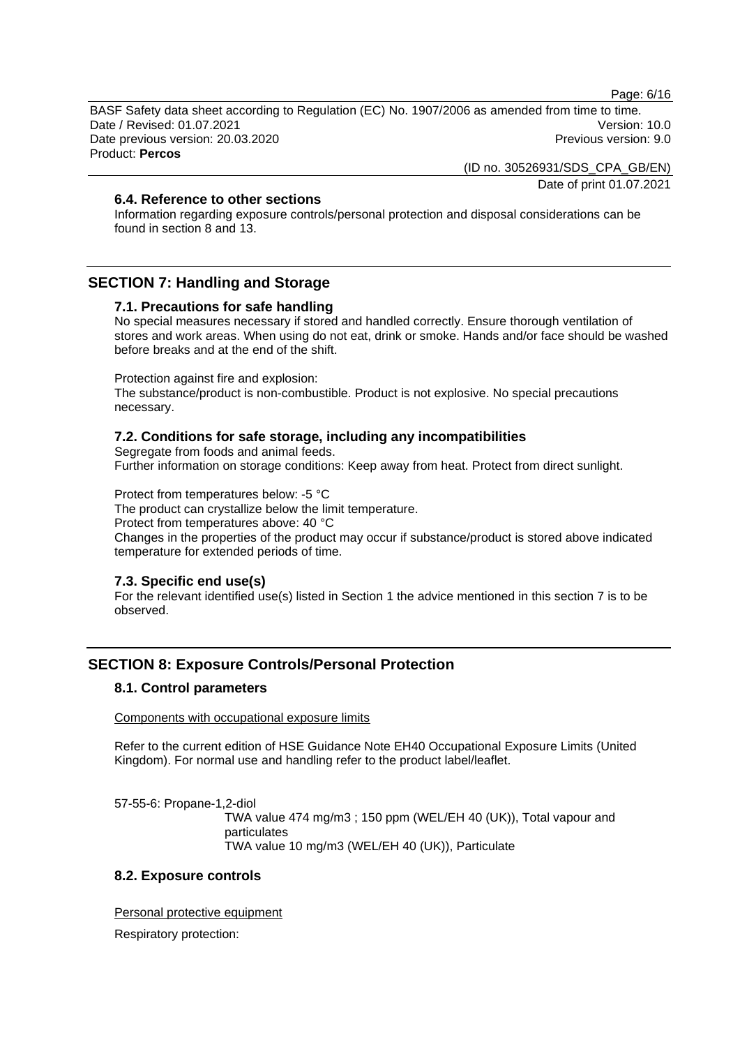### 6.4. Reference to other sections

Information regarding exposure controls/personal protection and disposal considerations can be found in section 8 and 13.

## SECTION 7: Handling and Storage

### 7.1. Precautions for safe handling

No special measures necessary if stored and handled correctly. Ensure thorough ventilation of stores and work areas. When using do not eat, drink or smoke. Hands and/or face should be washed before breaks and at the end of the shift.

Protection against fire and explosion:
The substance/product is non-combustible. Product is not explosive. No special precautions necessary.

### 7.2. Conditions for safe storage, including any incompatibilities

Segregate from foods and animal feeds.
Further information on storage conditions: Keep away from heat. Protect from direct sunlight.

Protect from temperatures below: -5 °C
The product can crystallize below the limit temperature.
Protect from temperatures above: 40 °C
Changes in the properties of the product may occur if substance/product is stored above indicated temperature for extended periods of time.

### 7.3. Specific end use(s)

For the relevant identified use(s) listed in Section 1 the advice mentioned in this section 7 is to be observed.

## SECTION 8: Exposure Controls/Personal Protection

### 8.1. Control parameters

Components with occupational exposure limits

Refer to the current edition of HSE Guidance Note EH40 Occupational Exposure Limits (United Kingdom). For normal use and handling refer to the product label/leaflet.

57-55-6: Propane-1,2-diol
TWA value 474 mg/m3 ; 150 ppm (WEL/EH 40 (UK)), Total vapour and particulates
TWA value 10 mg/m3 (WEL/EH 40 (UK)), Particulate

### 8.2. Exposure controls

Personal protective equipment

Respiratory protection: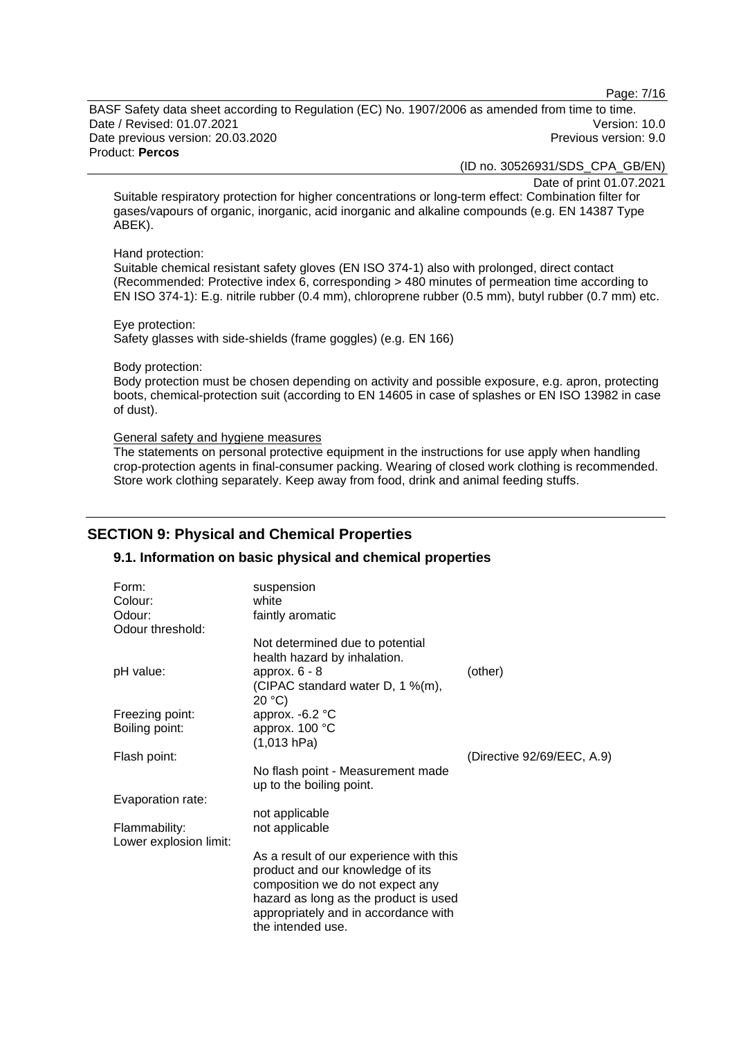Suitable respiratory protection for higher concentrations or long-term effect: Combination filter for gases/vapours of organic, inorganic, acid inorganic and alkaline compounds (e.g. EN 14387 Type ABEK).

Hand protection:
Suitable chemical resistant safety gloves (EN ISO 374-1) also with prolonged, direct contact (Recommended: Protective index 6, corresponding > 480 minutes of permeation time according to EN ISO 374-1): E.g. nitrile rubber (0.4 mm), chloroprene rubber (0.5 mm), butyl rubber (0.7 mm) etc.

Eye protection:
Safety glasses with side-shields (frame goggles) (e.g. EN 166)

Body protection:
Body protection must be chosen depending on activity and possible exposure, e.g. apron, protecting boots, chemical-protection suit (according to EN 14605 in case of splashes or EN ISO 13982 in case of dust).

General safety and hygiene measures
The statements on personal protective equipment in the instructions for use apply when handling crop-protection agents in final-consumer packing. Wearing of closed work clothing is recommended. Store work clothing separately. Keep away from food, drink and animal feeding stuffs.

## SECTION 9: Physical and Chemical Properties

### 9.1. Information on basic physical and chemical properties

| | | |
|---|---|---|
| Form: | suspension | |
| Colour: | white | |
| Odour: | faintly aromatic | |
| Odour threshold: | Not determined due to potential health hazard by inhalation. | |
| pH value: | approx. 6 - 8 (CIPAC standard water D, 1 %(m), 20 °C) | (other) |
| Freezing point: | approx. -6.2 °C | |
| Boiling point: | approx. 100 °C (1,013 hPa) | |
| Flash point: | No flash point - Measurement made up to the boiling point. | (Directive 92/69/EEC, A.9) |
| Evaporation rate: | not applicable | |
| Flammability: | not applicable | |
| Lower explosion limit: | As a result of our experience with this product and our knowledge of its composition we do not expect any hazard as long as the product is used appropriately and in accordance with the intended use. | |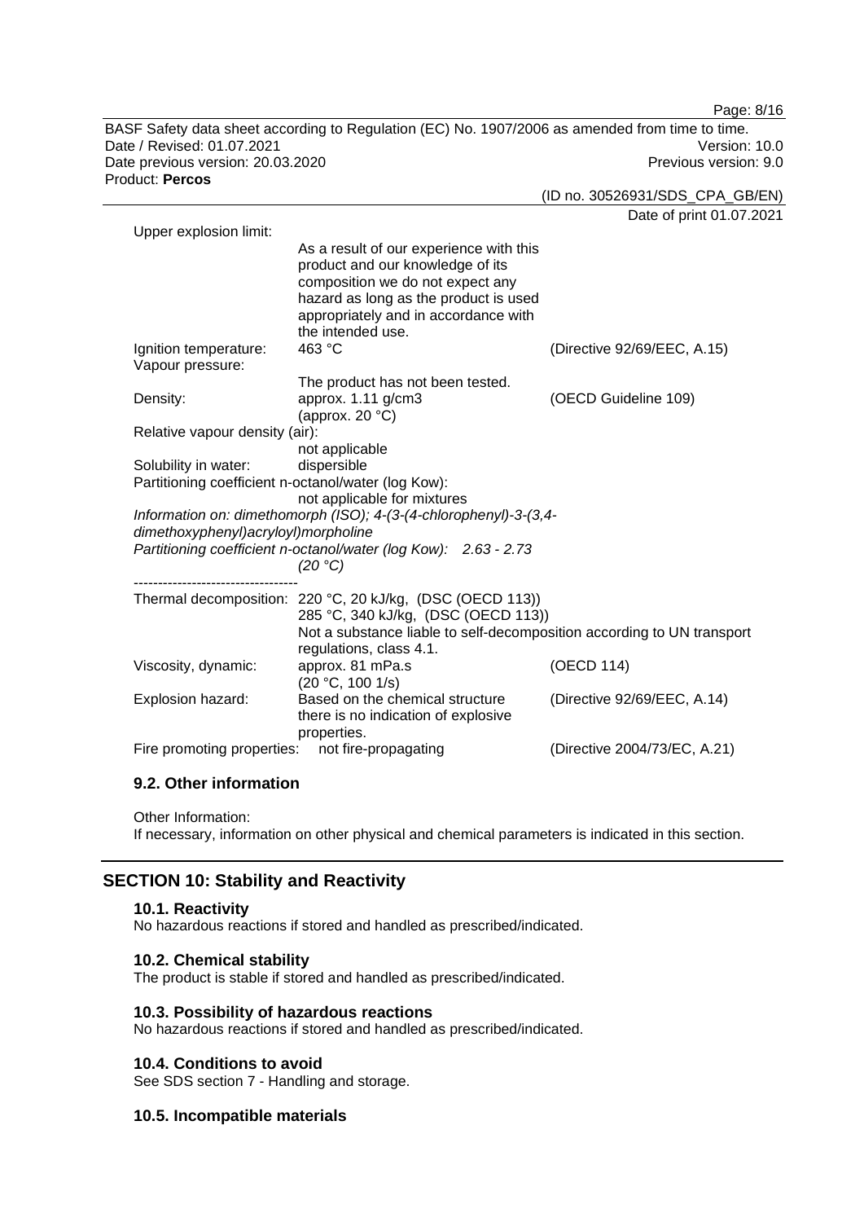Upper explosion limit:
As a result of our experience with this product and our knowledge of its composition we do not expect any hazard as long as the product is used appropriately and in accordance with the intended use.

| | | |
|---|---|---|
| Ignition temperature: | 463 °C | (Directive 92/69/EEC, A.15) |

Vapour pressure:
The product has not been tested.

| | | |
|---|---|---|
| Density: | approx. 1.11 g/cm3 (approx. 20 °C) | (OECD Guideline 109) |

Relative vapour density (air):
not applicable

Solubility in water: dispersible

Partitioning coefficient n-octanol/water (log Kow):
not applicable for mixtures

*Information on: dimethomorph (ISO); 4-(3-(4-chlorophenyl)-3-(3,4-dimethoxyphenyl)acryloyl)morpholine*
*Partitioning coefficient n-octanol/water (log Kow): 2.63 - 2.73 (20 °C)*

----------------------------------

Thermal decomposition: 220 °C, 20 kJ/kg, (DSC (OECD 113))
285 °C, 340 kJ/kg, (DSC (OECD 113))
Not a substance liable to self-decomposition according to UN transport regulations, class 4.1.

| | | |
|---|---|---|
| Viscosity, dynamic: | approx. 81 mPa.s (20 °C, 100 1/s) | (OECD 114) |
| Explosion hazard: | Based on the chemical structure there is no indication of explosive properties. | (Directive 92/69/EEC, A.14) |
| Fire promoting properties: | not fire-propagating | (Directive 2004/73/EC, A.21) |

### 9.2. Other information

Other Information:
If necessary, information on other physical and chemical parameters is indicated in this section.

## SECTION 10: Stability and Reactivity

### 10.1. Reactivity

No hazardous reactions if stored and handled as prescribed/indicated.

### 10.2. Chemical stability

The product is stable if stored and handled as prescribed/indicated.

### 10.3. Possibility of hazardous reactions

No hazardous reactions if stored and handled as prescribed/indicated.

### 10.4. Conditions to avoid

See SDS section 7 - Handling and storage.

### 10.5. Incompatible materials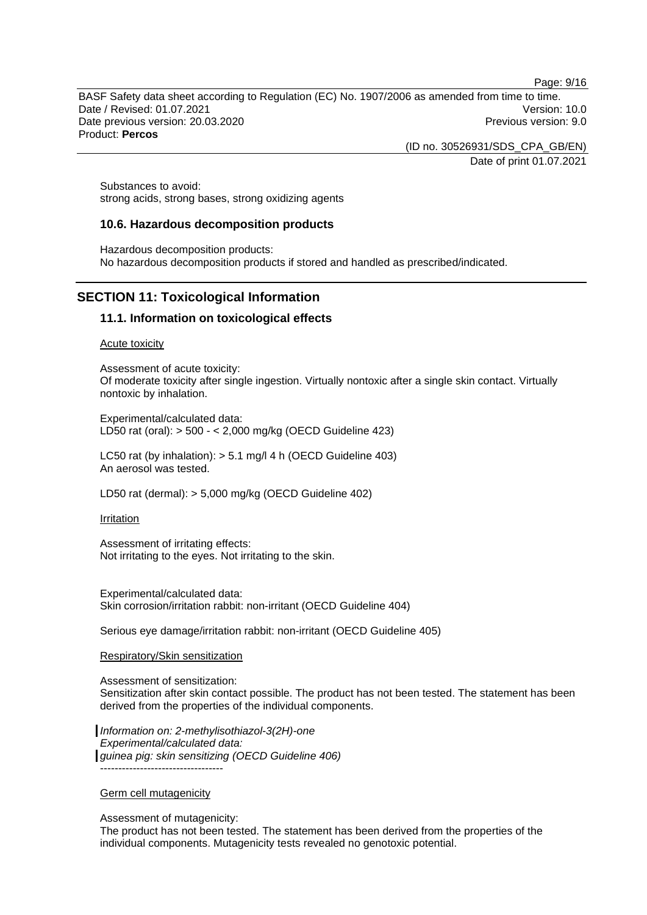Substances to avoid:
strong acids, strong bases, strong oxidizing agents

### 10.6. Hazardous decomposition products

Hazardous decomposition products:
No hazardous decomposition products if stored and handled as prescribed/indicated.

## SECTION 11: Toxicological Information

### 11.1. Information on toxicological effects

Acute toxicity

Assessment of acute toxicity:
Of moderate toxicity after single ingestion. Virtually nontoxic after a single skin contact. Virtually nontoxic by inhalation.

Experimental/calculated data:
LD50 rat (oral): > 500 - < 2,000 mg/kg (OECD Guideline 423)

LC50 rat (by inhalation): > 5.1 mg/l 4 h (OECD Guideline 403)
An aerosol was tested.

LD50 rat (dermal): > 5,000 mg/kg (OECD Guideline 402)

Irritation

Assessment of irritating effects:
Not irritating to the eyes. Not irritating to the skin.

Experimental/calculated data:
Skin corrosion/irritation rabbit: non-irritant (OECD Guideline 404)

Serious eye damage/irritation rabbit: non-irritant (OECD Guideline 405)

Respiratory/Skin sensitization

Assessment of sensitization:
Sensitization after skin contact possible. The product has not been tested. The statement has been derived from the properties of the individual components.

*Information on: 2-methylisothiazol-3(2H)-one*
*Experimental/calculated data:*
*guinea pig: skin sensitizing (OECD Guideline 406)*
----------------------------------

Germ cell mutagenicity

Assessment of mutagenicity:
The product has not been tested. The statement has been derived from the properties of the individual components. Mutagenicity tests revealed no genotoxic potential.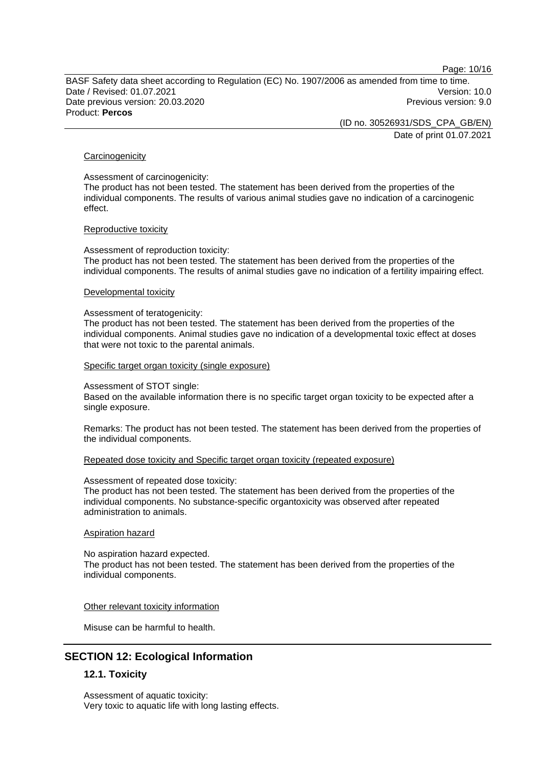Carcinogenicity

Assessment of carcinogenicity:
The product has not been tested. The statement has been derived from the properties of the individual components. The results of various animal studies gave no indication of a carcinogenic effect.

Reproductive toxicity

Assessment of reproduction toxicity:
The product has not been tested. The statement has been derived from the properties of the individual components. The results of animal studies gave no indication of a fertility impairing effect.

Developmental toxicity

Assessment of teratogenicity:
The product has not been tested. The statement has been derived from the properties of the individual components. Animal studies gave no indication of a developmental toxic effect at doses that were not toxic to the parental animals.

Specific target organ toxicity (single exposure)

Assessment of STOT single:
Based on the available information there is no specific target organ toxicity to be expected after a single exposure.

Remarks: The product has not been tested. The statement has been derived from the properties of the individual components.

Repeated dose toxicity and Specific target organ toxicity (repeated exposure)

Assessment of repeated dose toxicity:
The product has not been tested. The statement has been derived from the properties of the individual components. No substance-specific organtoxicity was observed after repeated administration to animals.

Aspiration hazard

No aspiration hazard expected.
The product has not been tested. The statement has been derived from the properties of the individual components.

Other relevant toxicity information

Misuse can be harmful to health.

## SECTION 12: Ecological Information

### 12.1. Toxicity

Assessment of aquatic toxicity:
Very toxic to aquatic life with long lasting effects.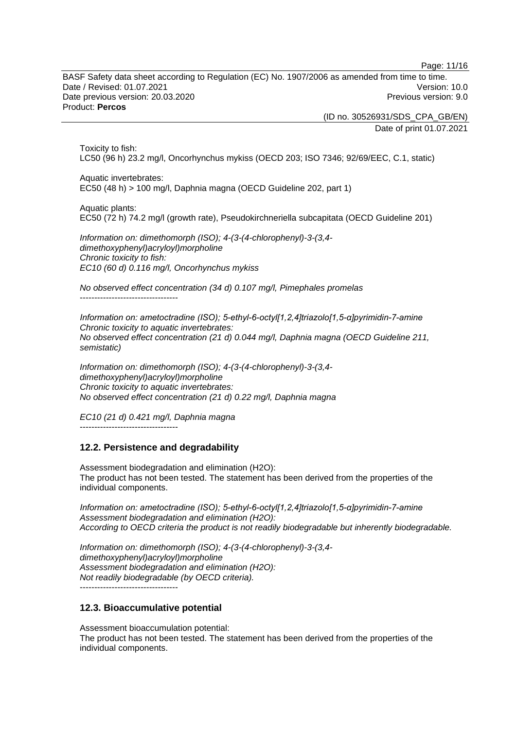Toxicity to fish:
LC50 (96 h) 23.2 mg/l, Oncorhynchus mykiss (OECD 203; ISO 7346; 92/69/EEC, C.1, static)

Aquatic invertebrates:
EC50 (48 h) > 100 mg/l, Daphnia magna (OECD Guideline 202, part 1)

Aquatic plants:
EC50 (72 h) 74.2 mg/l (growth rate), Pseudokirchneriella subcapitata (OECD Guideline 201)

*Information on: dimethomorph (ISO); 4-(3-(4-chlorophenyl)-3-(3,4-dimethoxyphenyl)acryloyl)morpholine*
*Chronic toxicity to fish:*
*EC10 (60 d) 0.116 mg/l, Oncorhynchus mykiss*

*No observed effect concentration (34 d) 0.107 mg/l, Pimephales promelas*
----------------------------------

*Information on: ametoctradine (ISO); 5-ethyl-6-octyl[1,2,4]triazolo[1,5-α]pyrimidin-7-amine*
*Chronic toxicity to aquatic invertebrates:*
*No observed effect concentration (21 d) 0.044 mg/l, Daphnia magna (OECD Guideline 211, semistatic)*

*Information on: dimethomorph (ISO); 4-(3-(4-chlorophenyl)-3-(3,4-dimethoxyphenyl)acryloyl)morpholine*
*Chronic toxicity to aquatic invertebrates:*
*No observed effect concentration (21 d) 0.22 mg/l, Daphnia magna*

*EC10 (21 d) 0.421 mg/l, Daphnia magna*
----------------------------------

## 12.2. Persistence and degradability

Assessment biodegradation and elimination ($H_2O$):
The product has not been tested. The statement has been derived from the properties of the individual components.

*Information on: ametoctradine (ISO); 5-ethyl-6-octyl[1,2,4]triazolo[1,5-α]pyrimidin-7-amine*
*Assessment biodegradation and elimination ($H_2O$):*
*According to OECD criteria the product is not readily biodegradable but inherently biodegradable.*

*Information on: dimethomorph (ISO); 4-(3-(4-chlorophenyl)-3-(3,4-dimethoxyphenyl)acryloyl)morpholine*
*Assessment biodegradation and elimination ($H_2O$):*
*Not readily biodegradable (by OECD criteria).*
----------------------------------

## 12.3. Bioaccumulative potential

Assessment bioaccumulation potential:
The product has not been tested. The statement has been derived from the properties of the individual components.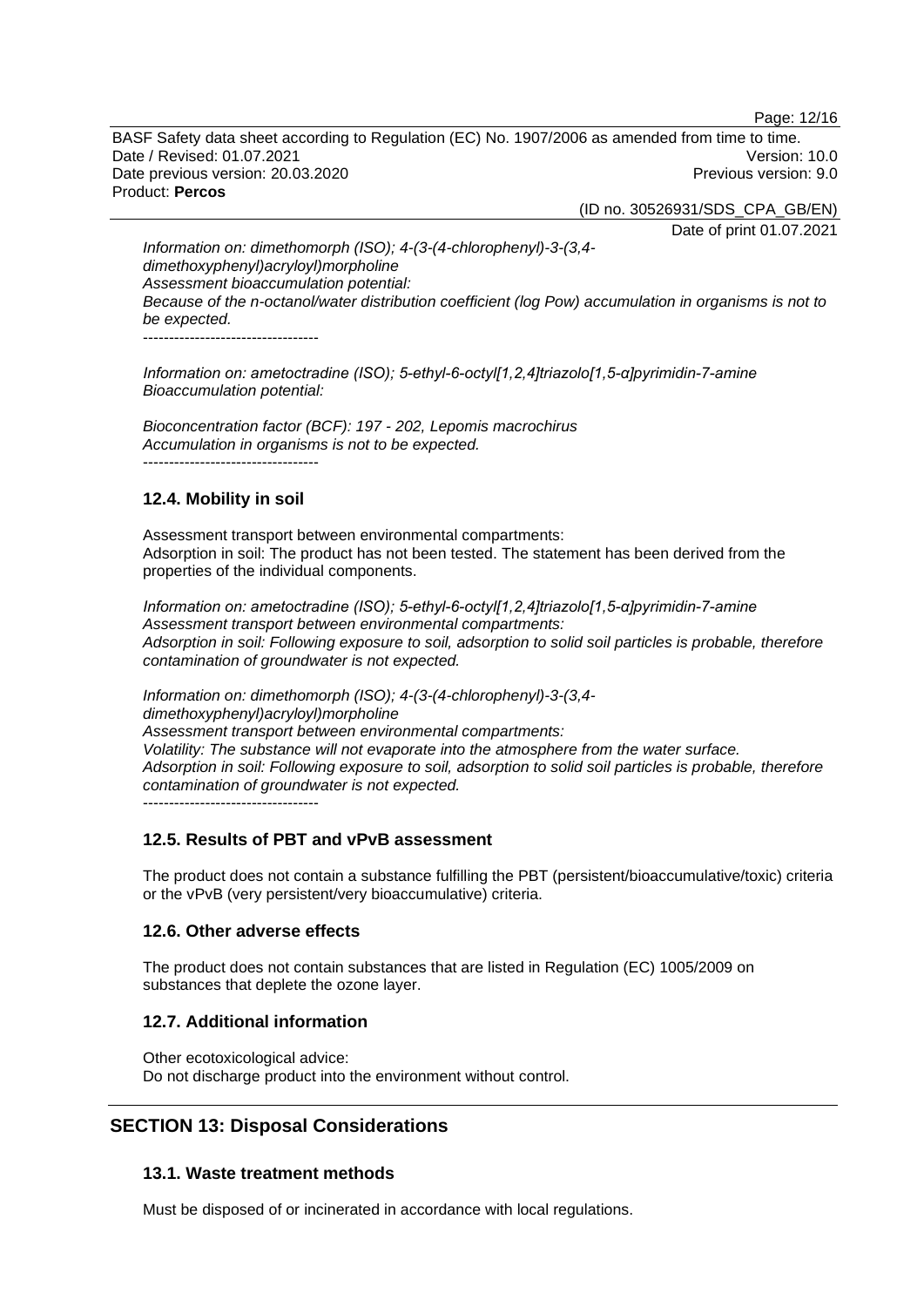*Information on: dimethomorph (ISO); 4-(3-(4-chlorophenyl)-3-(3,4-dimethoxyphenyl)acryloyl)morpholine*
*Assessment bioaccumulation potential:*
*Because of the n-octanol/water distribution coefficient (log Pow) accumulation in organisms is not to be expected.*
----------------------------------

*Information on: ametoctradine (ISO); 5-ethyl-6-octyl[1,2,4]triazolo[1,5-α]pyrimidin-7-amine*
*Bioaccumulation potential:*

*Bioconcentration factor (BCF): 197 - 202, Lepomis macrochirus*
*Accumulation in organisms is not to be expected.*
----------------------------------

### 12.4. Mobility in soil

Assessment transport between environmental compartments:
Adsorption in soil: The product has not been tested. The statement has been derived from the properties of the individual components.

*Information on: ametoctradine (ISO); 5-ethyl-6-octyl[1,2,4]triazolo[1,5-α]pyrimidin-7-amine*
*Assessment transport between environmental compartments:*
*Adsorption in soil: Following exposure to soil, adsorption to solid soil particles is probable, therefore contamination of groundwater is not expected.*

*Information on: dimethomorph (ISO); 4-(3-(4-chlorophenyl)-3-(3,4-dimethoxyphenyl)acryloyl)morpholine*
*Assessment transport between environmental compartments:*
*Volatility: The substance will not evaporate into the atmosphere from the water surface.*
*Adsorption in soil: Following exposure to soil, adsorption to solid soil particles is probable, therefore contamination of groundwater is not expected.*
----------------------------------

### 12.5. Results of PBT and vPvB assessment

The product does not contain a substance fulfilling the PBT (persistent/bioaccumulative/toxic) criteria or the vPvB (very persistent/very bioaccumulative) criteria.

### 12.6. Other adverse effects

The product does not contain substances that are listed in Regulation (EC) 1005/2009 on substances that deplete the ozone layer.

### 12.7. Additional information

Other ecotoxicological advice:
Do not discharge product into the environment without control.

## SECTION 13: Disposal Considerations

### 13.1. Waste treatment methods

Must be disposed of or incinerated in accordance with local regulations.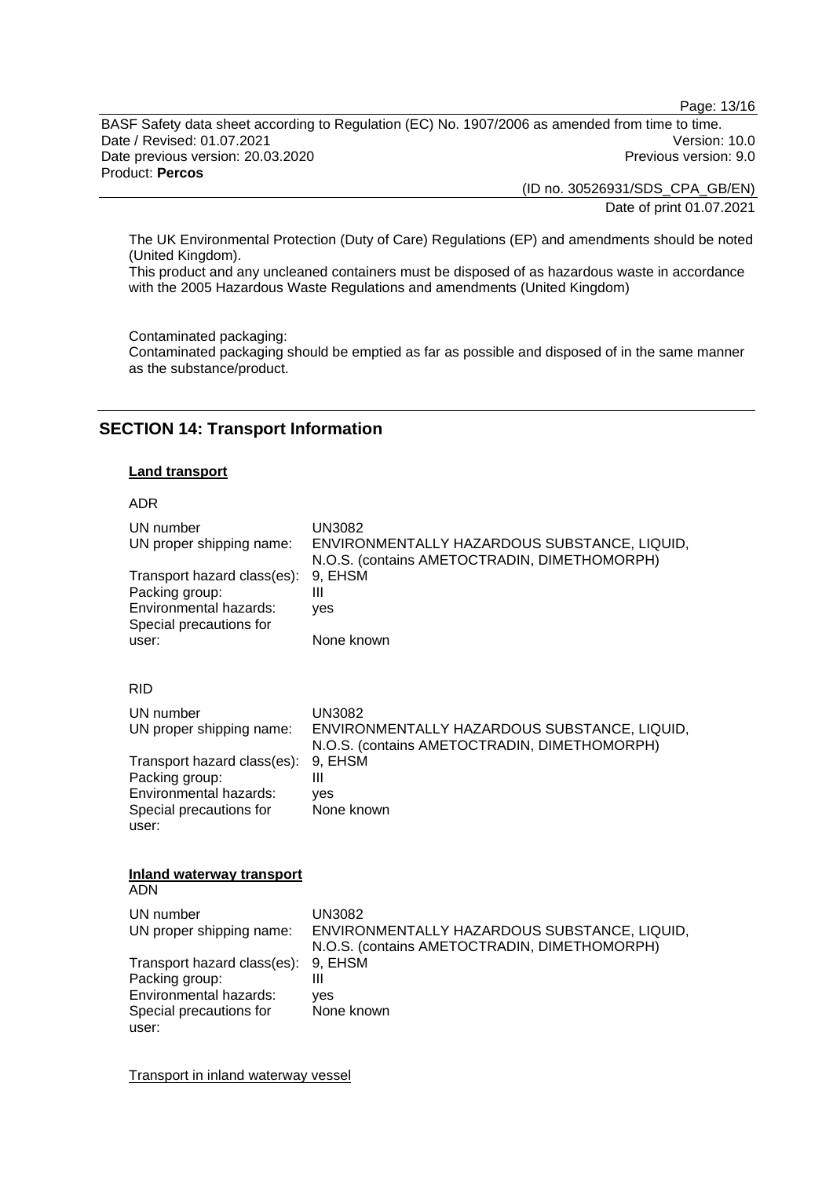The UK Environmental Protection (Duty of Care) Regulations (EP) and amendments should be noted (United Kingdom).
This product and any uncleaned containers must be disposed of as hazardous waste in accordance with the 2005 Hazardous Waste Regulations and amendments (United Kingdom)

Contaminated packaging:
Contaminated packaging should be emptied as far as possible and disposed of in the same manner as the substance/product.

## SECTION 14: Transport Information

**Land transport**

ADR

| | |
|---|---|
| UN number | UN3082 |
| UN proper shipping name: | ENVIRONMENTALLY HAZARDOUS SUBSTANCE, LIQUID, N.O.S. (contains AMETOCTRADIN, DIMETHOMORPH) |
| Transport hazard class(es): | 9, EHSM |
| Packing group: | III |
| Environmental hazards: | yes |
| Special precautions for user: | None known |

RID

| | |
|---|---|
| UN number | UN3082 |
| UN proper shipping name: | ENVIRONMENTALLY HAZARDOUS SUBSTANCE, LIQUID, N.O.S. (contains AMETOCTRADIN, DIMETHOMORPH) |
| Transport hazard class(es): | 9, EHSM |
| Packing group: | III |
| Environmental hazards: | yes |
| Special precautions for user: | None known |

**Inland waterway transport**

ADN

| | |
|---|---|
| UN number | UN3082 |
| UN proper shipping name: | ENVIRONMENTALLY HAZARDOUS SUBSTANCE, LIQUID, N.O.S. (contains AMETOCTRADIN, DIMETHOMORPH) |
| Transport hazard class(es): | 9, EHSM |
| Packing group: | III |
| Environmental hazards: | yes |
| Special precautions for user: | None known |

Transport in inland waterway vessel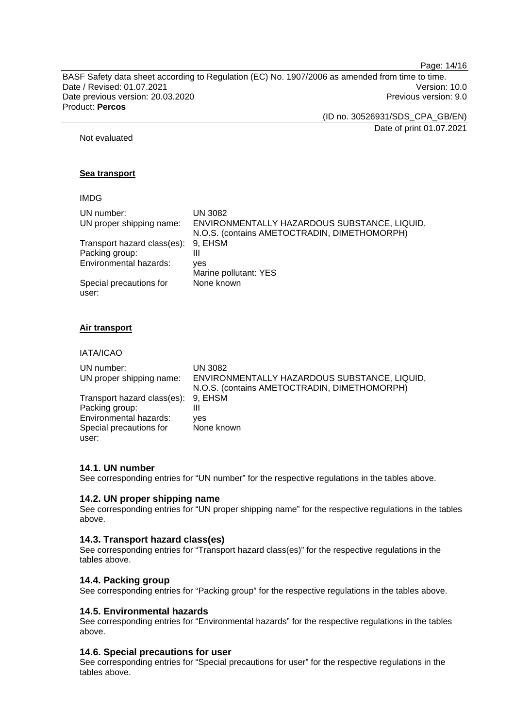Not evaluated

**Sea transport**

IMDG

| | |
|---|---|
| UN number: | UN 3082 |
| UN proper shipping name: | ENVIRONMENTALLY HAZARDOUS SUBSTANCE, LIQUID, N.O.S. (contains AMETOCTRADIN, DIMETHOMORPH) |
| Transport hazard class(es): | 9, EHSM |
| Packing group: | III |
| Environmental hazards: | yes<br>Marine pollutant: YES |
| Special precautions for user: | None known |

**Air transport**

IATA/ICAO

| | |
|---|---|
| UN number: | UN 3082 |
| UN proper shipping name: | ENVIRONMENTALLY HAZARDOUS SUBSTANCE, LIQUID, N.O.S. (contains AMETOCTRADIN, DIMETHOMORPH) |
| Transport hazard class(es): | 9, EHSM |
| Packing group: | III |
| Environmental hazards: | yes |
| Special precautions for user: | None known |

### 14.1. UN number

See corresponding entries for “UN number” for the respective regulations in the tables above.

### 14.2. UN proper shipping name

See corresponding entries for “UN proper shipping name” for the respective regulations in the tables above.

### 14.3. Transport hazard class(es)

See corresponding entries for “Transport hazard class(es)” for the respective regulations in the tables above.

### 14.4. Packing group

See corresponding entries for “Packing group” for the respective regulations in the tables above.

### 14.5. Environmental hazards

See corresponding entries for “Environmental hazards” for the respective regulations in the tables above.

### 14.6. Special precautions for user

See corresponding entries for “Special precautions for user” for the respective regulations in the tables above.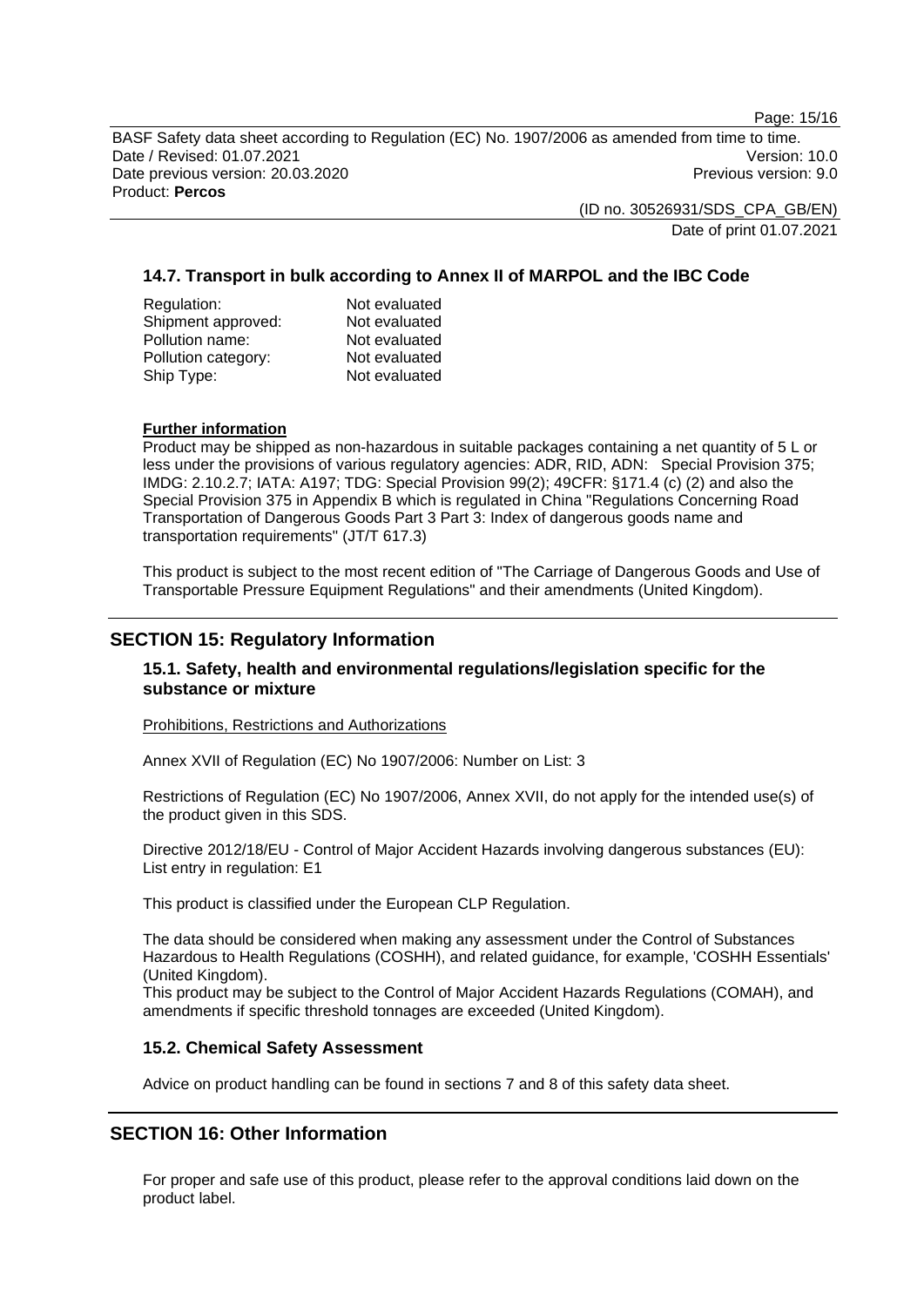### 14.7. Transport in bulk according to Annex II of MARPOL and the IBC Code

| | |
|---|---|
| Regulation: | Not evaluated |
| Shipment approved: | Not evaluated |
| Pollution name: | Not evaluated |
| Pollution category: | Not evaluated |
| Ship Type: | Not evaluated |

**Further information**

Product may be shipped as non-hazardous in suitable packages containing a net quantity of 5 L or less under the provisions of various regulatory agencies: ADR, RID, ADN: Special Provision 375; IMDG: 2.10.2.7; IATA: A197; TDG: Special Provision 99(2); 49CFR: §171.4 (c) (2) and also the Special Provision 375 in Appendix B which is regulated in China "Regulations Concerning Road Transportation of Dangerous Goods Part 3 Part 3: Index of dangerous goods name and transportation requirements" (JT/T 617.3)

This product is subject to the most recent edition of "The Carriage of Dangerous Goods and Use of Transportable Pressure Equipment Regulations" and their amendments (United Kingdom).

## SECTION 15: Regulatory Information

### 15.1. Safety, health and environmental regulations/legislation specific for the substance or mixture

Prohibitions, Restrictions and Authorizations

Annex XVII of Regulation (EC) No 1907/2006: Number on List: 3

Restrictions of Regulation (EC) No 1907/2006, Annex XVII, do not apply for the intended use(s) of the product given in this SDS.

Directive 2012/18/EU - Control of Major Accident Hazards involving dangerous substances (EU): List entry in regulation: E1

This product is classified under the European CLP Regulation.

The data should be considered when making any assessment under the Control of Substances Hazardous to Health Regulations (COSHH), and related guidance, for example, 'COSHH Essentials' (United Kingdom).
This product may be subject to the Control of Major Accident Hazards Regulations (COMAH), and amendments if specific threshold tonnages are exceeded (United Kingdom).

### 15.2. Chemical Safety Assessment

Advice on product handling can be found in sections 7 and 8 of this safety data sheet.

## SECTION 16: Other Information

For proper and safe use of this product, please refer to the approval conditions laid down on the product label.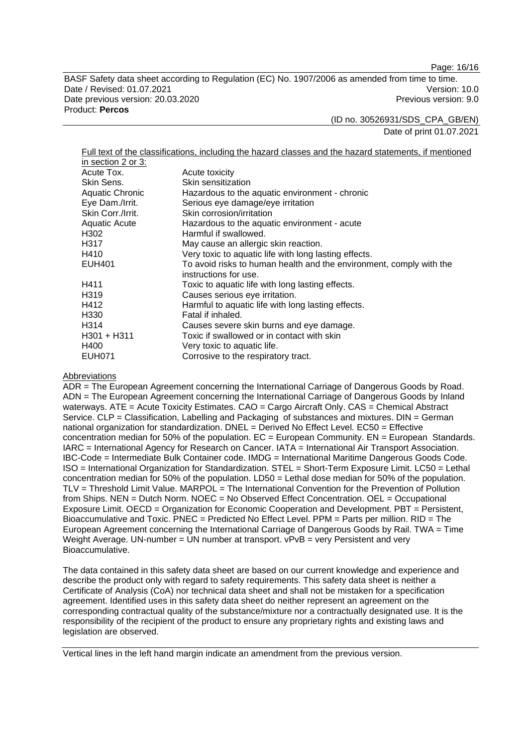Full text of the classifications, including the hazard classes and the hazard statements, if mentioned in section 2 or 3:

| | |
|---|---|
| Acute Tox. | Acute toxicity |
| Skin Sens. | Skin sensitization |
| Aquatic Chronic | Hazardous to the aquatic environment - chronic |
| Eye Dam./Irrit. | Serious eye damage/eye irritation |
| Skin Corr./Irrit. | Skin corrosion/irritation |
| Aquatic Acute | Hazardous to the aquatic environment - acute |
| H302 | Harmful if swallowed. |
| H317 | May cause an allergic skin reaction. |
| H410 | Very toxic to aquatic life with long lasting effects. |
| EUH401 | To avoid risks to human health and the environment, comply with the instructions for use. |
| H411 | Toxic to aquatic life with long lasting effects. |
| H319 | Causes serious eye irritation. |
| H412 | Harmful to aquatic life with long lasting effects. |
| H330 | Fatal if inhaled. |
| H314 | Causes severe skin burns and eye damage. |
| H301 + H311 | Toxic if swallowed or in contact with skin |
| H400 | Very toxic to aquatic life. |
| EUH071 | Corrosive to the respiratory tract. |

Abbreviations

ADR = The European Agreement concerning the International Carriage of Dangerous Goods by Road. ADN = The European Agreement concerning the International Carriage of Dangerous Goods by Inland waterways. ATE = Acute Toxicity Estimates. CAO = Cargo Aircraft Only. CAS = Chemical Abstract Service. CLP = Classification, Labelling and Packaging of substances and mixtures. DIN = German national organization for standardization. DNEL = Derived No Effect Level. EC50 = Effective concentration median for 50% of the population. EC = European Community. EN = European Standards. IARC = International Agency for Research on Cancer. IATA = International Air Transport Association. IBC-Code = Intermediate Bulk Container code. IMDG = International Maritime Dangerous Goods Code. ISO = International Organization for Standardization. STEL = Short-Term Exposure Limit. LC50 = Lethal concentration median for 50% of the population. LD50 = Lethal dose median for 50% of the population. TLV = Threshold Limit Value. MARPOL = The International Convention for the Prevention of Pollution from Ships. NEN = Dutch Norm. NOEC = No Observed Effect Concentration. OEL = Occupational Exposure Limit. OECD = Organization for Economic Cooperation and Development. PBT = Persistent, Bioaccumulative and Toxic. PNEC = Predicted No Effect Level. PPM = Parts per million. RID = The European Agreement concerning the International Carriage of Dangerous Goods by Rail. TWA = Time Weight Average. UN-number = UN number at transport. vPvB = very Persistent and very Bioaccumulative.

The data contained in this safety data sheet are based on our current knowledge and experience and describe the product only with regard to safety requirements. This safety data sheet is neither a Certificate of Analysis (CoA) nor technical data sheet and shall not be mistaken for a specification agreement. Identified uses in this safety data sheet do neither represent an agreement on the corresponding contractual quality of the substance/mixture nor a contractually designated use. It is the responsibility of the recipient of the product to ensure any proprietary rights and existing laws and legislation are observed.

Vertical lines in the left hand margin indicate an amendment from the previous version.